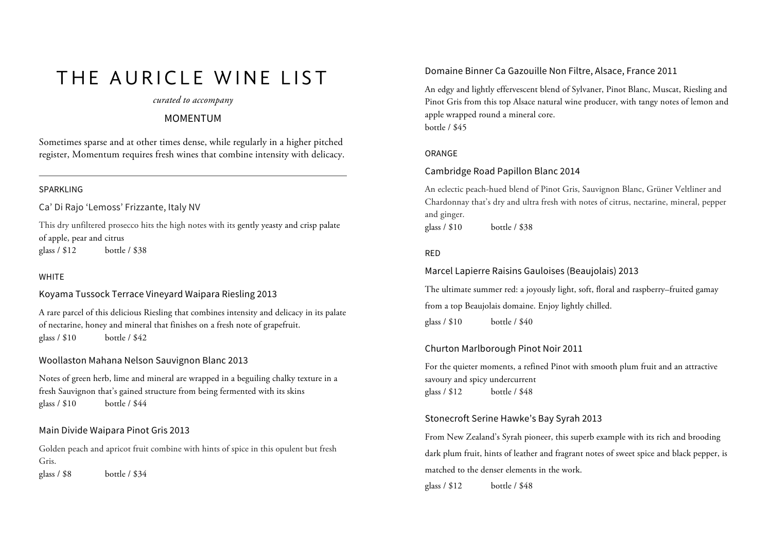# THE AURICLE WINE LIST

*curated to accompany*

MOMENTUM

Sometimes sparse and at other times dense, while regularly in a higher pitched register, Momentum requires fresh wines that combine intensity with delicacy.

---

## SPARKLING

### Ca' Di Rajo 'Lemoss' Frizzante, Italy NV

This dry unfiltered prosecco hits the high notes with its gently yeasty and crisp palate of apple, pear and citrus

glass / $12 bottle / $38

## WHITE

### Koyama Tussock Terrace Vineyard Waipara Riesling 2013

A rare parcel of this delicious Riesling that combines intensity and delicacy in its palate of nectarine, honey and mineral that finishes on a fresh note of grapefruit.

glass / $10 bottle / $42

### Woollaston Mahana Nelson Sauvignon Blanc 2013

Notes of green herb, lime and mineral are wrapped in a beguiling chalky texture in a fresh Sauvignon that's gained structure from being fermented with its skins

glass / $10 bottle / $44

### Main Divide Waipara Pinot Gris 2013

Golden peach and apricot fruit combine with hints of spice in this opulent but fresh Gris.

glass / $8 bottle / $34

### Domaine Binner Ca Gazouille Non Filtre, Alsace, France 2011

An edgy and lightly effervescent blend of Sylvaner, Pinot Blanc, Muscat, Riesling and Pinot Gris from this top Alsace natural wine producer, with tangy notes of lemon and apple wrapped round a mineral core.

bottle / $45

## ORANGE

### Cambridge Road Papillon Blanc 2014

An eclectic peach-hued blend of Pinot Gris, Sauvignon Blanc, Grüner Veltliner and Chardonnay that's dry and ultra fresh with notes of citrus, nectarine, mineral, pepper and ginger.

glass / $10 bottle / $38

## RED

### Marcel Lapierre Raisins Gauloises (Beaujolais) 2013

The ultimate summer red: a joyously light, soft, floral and raspberry–fruited gamay from a top Beaujolais domaine. Enjoy lightly chilled.

glass / $10 bottle / $40

### Churton Marlborough Pinot Noir 2011

For the quieter moments, a refined Pinot with smooth plum fruit and an attractive savoury and spicy undercurrent

glass / $12 bottle / $48

### Stonecroft Serine Hawke's Bay Syrah 2013

From New Zealand's Syrah pioneer, this superb example with its rich and brooding dark plum fruit, hints of leather and fragrant notes of sweet spice and black pepper, is matched to the denser elements in the work.

glass / $12 bottle / $48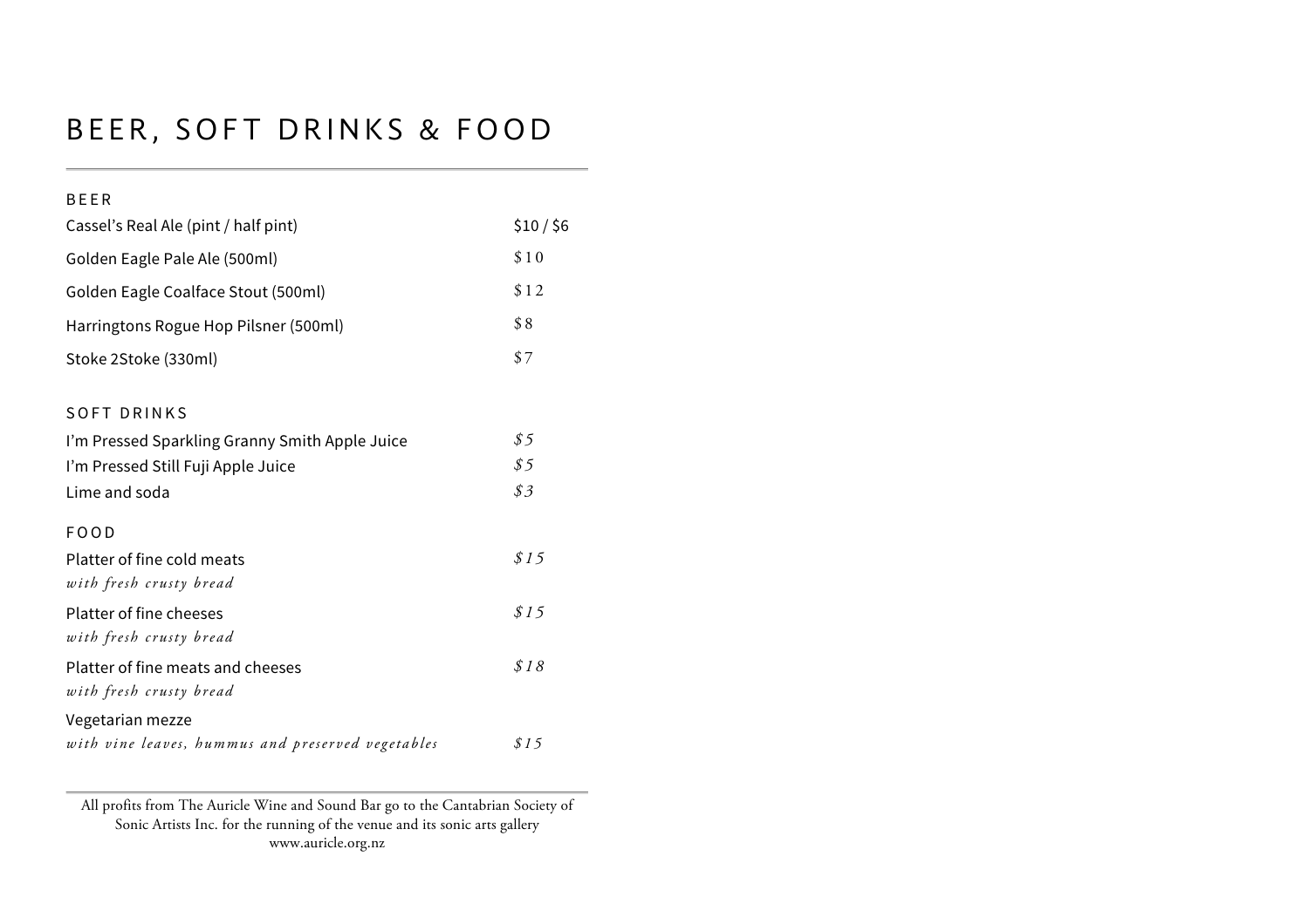# BEER, SOFT DRINKS & FOOD

## BEER

| | |
|---|---|
| Cassel's Real Ale (pint / half pint) | $10 / $6 |
| Golden Eagle Pale Ale (500ml) | $10 |
| Golden Eagle Coalface Stout (500ml) | $12 |
| Harringtons Rogue Hop Pilsner (500ml) | $8 |
| Stoke 2Stoke (330ml) | $7 |

## SOFT DRINKS

| | |
|---|---|
| I'm Pressed Sparkling Granny Smith Apple Juice | *$5* |
| I'm Pressed Still Fuji Apple Juice | *$5* |
| Lime and soda | *$3* |

## FOOD

| | |
|---|---|
| Platter of fine cold meats<br>*with fresh crusty bread* | *$15* |
| Platter of fine cheeses<br>*with fresh crusty bread* | *$15* |
| Platter of fine meats and cheeses<br>*with fresh crusty bread* | *$18* |
| Vegetarian mezze<br>*with vine leaves, hummus and preserved vegetables* | *$15* |

All profits from The Auricle Wine and Sound Bar go to the Cantabrian Society of Sonic Artists Inc. for the running of the venue and its sonic arts gallery
www.auricle.org.nz